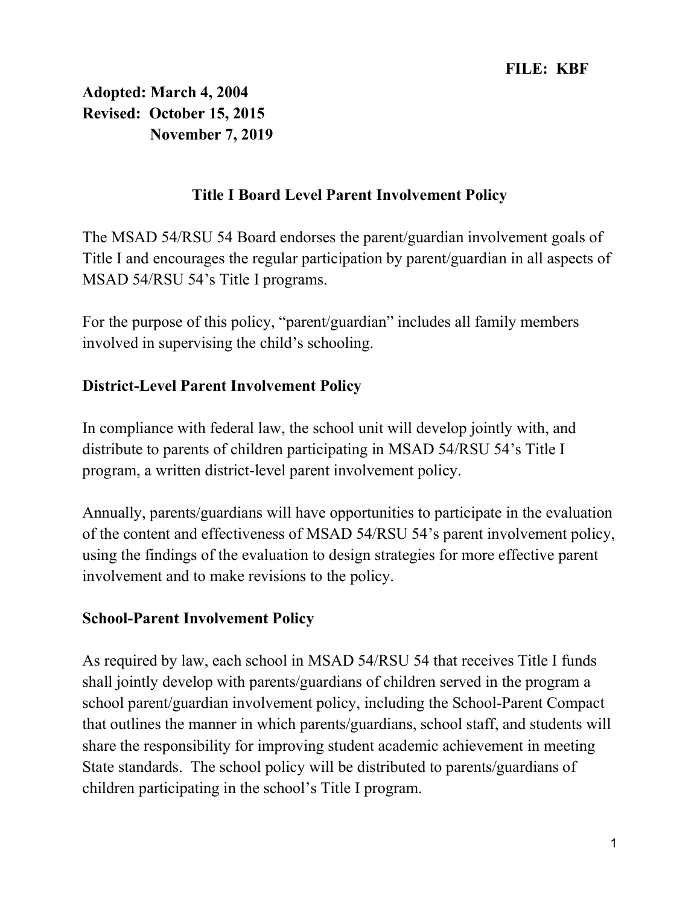**FILE: KBF**

**Adopted: March 4, 2004**
**Revised: October 15, 2015**
**November 7, 2019**

## Title I Board Level Parent Involvement Policy

The MSAD 54/RSU 54 Board endorses the parent/guardian involvement goals of Title I and encourages the regular participation by parent/guardian in all aspects of MSAD 54/RSU 54's Title I programs.

For the purpose of this policy, "parent/guardian" includes all family members involved in supervising the child's schooling.

### District-Level Parent Involvement Policy

In compliance with federal law, the school unit will develop jointly with, and distribute to parents of children participating in MSAD 54/RSU 54's Title I program, a written district-level parent involvement policy.

Annually, parents/guardians will have opportunities to participate in the evaluation of the content and effectiveness of MSAD 54/RSU 54's parent involvement policy, using the findings of the evaluation to design strategies for more effective parent involvement and to make revisions to the policy.

### School-Parent Involvement Policy

As required by law, each school in MSAD 54/RSU 54 that receives Title I funds shall jointly develop with parents/guardians of children served in the program a school parent/guardian involvement policy, including the School-Parent Compact that outlines the manner in which parents/guardians, school staff, and students will share the responsibility for improving student academic achievement in meeting State standards. The school policy will be distributed to parents/guardians of children participating in the school's Title I program.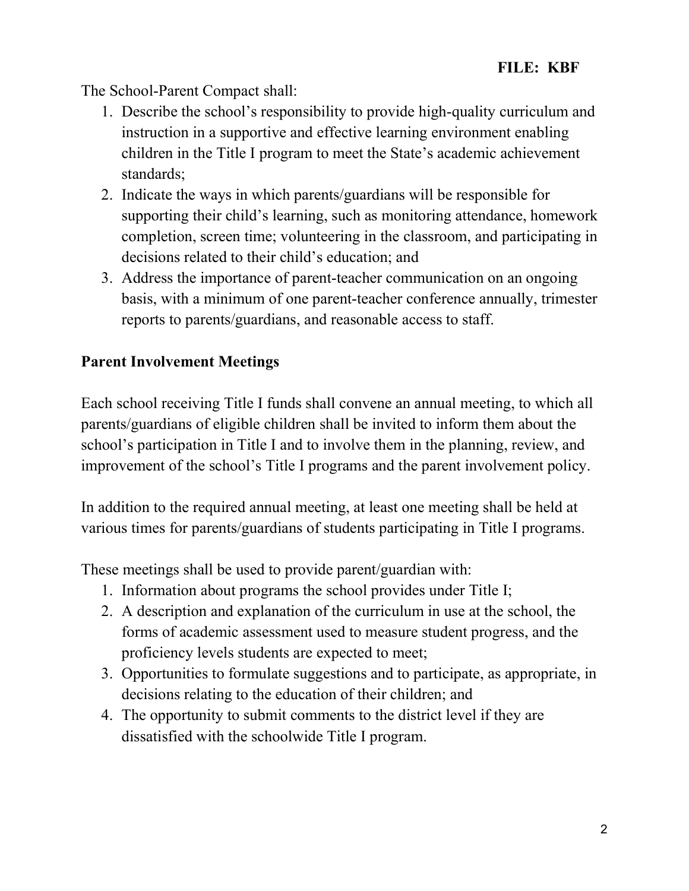The School-Parent Compact shall:

1. Describe the school's responsibility to provide high-quality curriculum and instruction in a supportive and effective learning environment enabling children in the Title I program to meet the State's academic achievement standards;
2. Indicate the ways in which parents/guardians will be responsible for supporting their child's learning, such as monitoring attendance, homework completion, screen time; volunteering in the classroom, and participating in decisions related to their child's education; and
3. Address the importance of parent-teacher communication on an ongoing basis, with a minimum of one parent-teacher conference annually, trimester reports to parents/guardians, and reasonable access to staff.

**Parent Involvement Meetings**

Each school receiving Title I funds shall convene an annual meeting, to which all parents/guardians of eligible children shall be invited to inform them about the school's participation in Title I and to involve them in the planning, review, and improvement of the school's Title I programs and the parent involvement policy.

In addition to the required annual meeting, at least one meeting shall be held at various times for parents/guardians of students participating in Title I programs.

These meetings shall be used to provide parent/guardian with:

1. Information about programs the school provides under Title I;
2. A description and explanation of the curriculum in use at the school, the forms of academic assessment used to measure student progress, and the proficiency levels students are expected to meet;
3. Opportunities to formulate suggestions and to participate, as appropriate, in decisions relating to the education of their children; and
4. The opportunity to submit comments to the district level if they are dissatisfied with the schoolwide Title I program.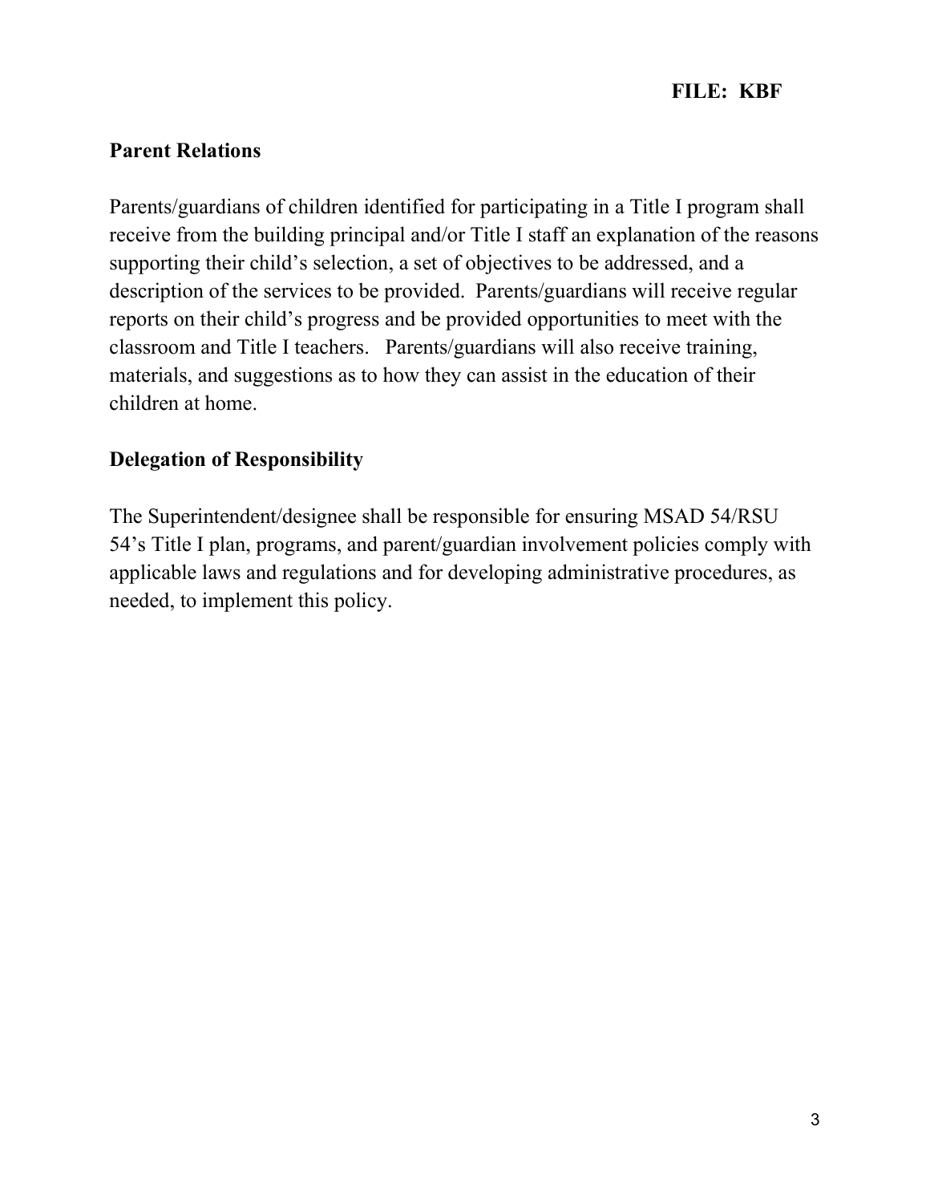## Parent Relations

Parents/guardians of children identified for participating in a Title I program shall receive from the building principal and/or Title I staff an explanation of the reasons supporting their child's selection, a set of objectives to be addressed, and a description of the services to be provided. Parents/guardians will receive regular reports on their child's progress and be provided opportunities to meet with the classroom and Title I teachers. Parents/guardians will also receive training, materials, and suggestions as to how they can assist in the education of their children at home.

## Delegation of Responsibility

The Superintendent/designee shall be responsible for ensuring MSAD 54/RSU 54's Title I plan, programs, and parent/guardian involvement policies comply with applicable laws and regulations and for developing administrative procedures, as needed, to implement this policy.